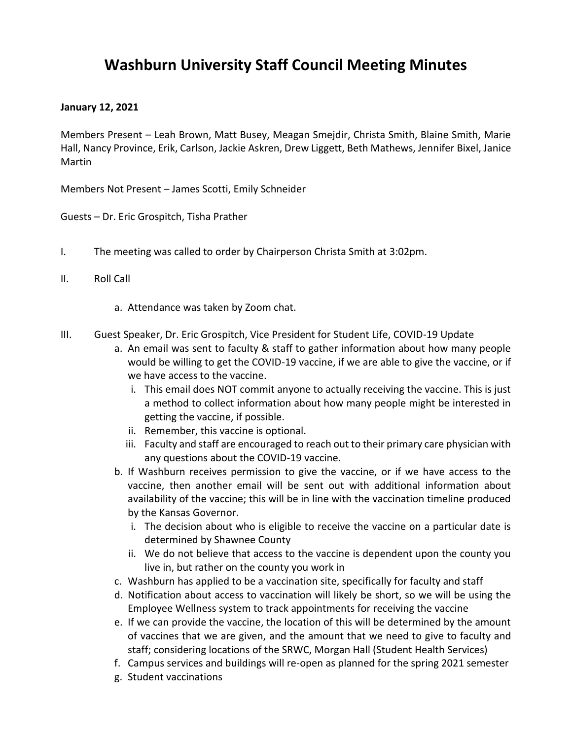# Washburn University Staff Council Meeting Minutes

**January 12, 2021**

Members Present – Leah Brown, Matt Busey, Meagan Smejdir, Christa Smith, Blaine Smith, Marie Hall, Nancy Province, Erik, Carlson, Jackie Askren, Drew Liggett, Beth Mathews, Jennifer Bixel, Janice Martin

Members Not Present – James Scotti, Emily Schneider

Guests – Dr. Eric Grospitch, Tisha Prather

I. The meeting was called to order by Chairperson Christa Smith at 3:02pm.

II. Roll Call

  a. Attendance was taken by Zoom chat.

III. Guest Speaker, Dr. Eric Grospitch, Vice President for Student Life, COVID-19 Update

  a. An email was sent to faculty & staff to gather information about how many people would be willing to get the COVID-19 vaccine, if we are able to give the vaccine, or if we have access to the vaccine.
    i. This email does NOT commit anyone to actually receiving the vaccine. This is just a method to collect information about how many people might be interested in getting the vaccine, if possible.
    ii. Remember, this vaccine is optional.
    iii. Faculty and staff are encouraged to reach out to their primary care physician with any questions about the COVID-19 vaccine.
  b. If Washburn receives permission to give the vaccine, or if we have access to the vaccine, then another email will be sent out with additional information about availability of the vaccine; this will be in line with the vaccination timeline produced by the Kansas Governor.
    i. The decision about who is eligible to receive the vaccine on a particular date is determined by Shawnee County
    ii. We do not believe that access to the vaccine is dependent upon the county you live in, but rather on the county you work in
  c. Washburn has applied to be a vaccination site, specifically for faculty and staff
  d. Notification about access to vaccination will likely be short, so we will be using the Employee Wellness system to track appointments for receiving the vaccine
  e. If we can provide the vaccine, the location of this will be determined by the amount of vaccines that we are given, and the amount that we need to give to faculty and staff; considering locations of the SRWC, Morgan Hall (Student Health Services)
  f. Campus services and buildings will re-open as planned for the spring 2021 semester
  g. Student vaccinations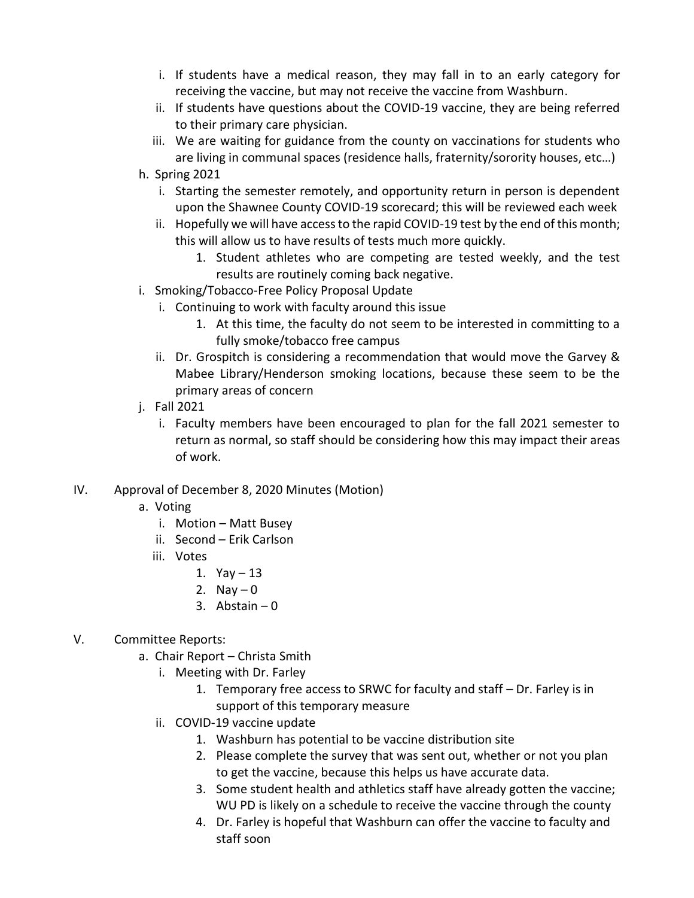i. If students have a medical reason, they may fall in to an early category for receiving the vaccine, but may not receive the vaccine from Washburn.
      ii. If students have questions about the COVID-19 vaccine, they are being referred to their primary care physician.
      iii. We are waiting for guidance from the county on vaccinations for students who are living in communal spaces (residence halls, fraternity/sorority houses, etc…)

   h. Spring 2021
      i. Starting the semester remotely, and opportunity return in person is dependent upon the Shawnee County COVID-19 scorecard; this will be reviewed each week
      ii. Hopefully we will have access to the rapid COVID-19 test by the end of this month; this will allow us to have results of tests much more quickly.
         1. Student athletes who are competing are tested weekly, and the test results are routinely coming back negative.

   i. Smoking/Tobacco-Free Policy Proposal Update
      i. Continuing to work with faculty around this issue
         1. At this time, the faculty do not seem to be interested in committing to a fully smoke/tobacco free campus
      ii. Dr. Grospitch is considering a recommendation that would move the Garvey & Mabee Library/Henderson smoking locations, because these seem to be the primary areas of concern

   j. Fall 2021
      i. Faculty members have been encouraged to plan for the fall 2021 semester to return as normal, so staff should be considering how this may impact their areas of work.

IV. Approval of December 8, 2020 Minutes (Motion)
   a. Voting
      i. Motion – Matt Busey
      ii. Second – Erik Carlson
      iii. Votes
         1. Yay – 13
         2. Nay – 0
         3. Abstain – 0

V. Committee Reports:
   a. Chair Report – Christa Smith
      i. Meeting with Dr. Farley
         1. Temporary free access to SRWC for faculty and staff – Dr. Farley is in support of this temporary measure
      ii. COVID-19 vaccine update
         1. Washburn has potential to be vaccine distribution site
         2. Please complete the survey that was sent out, whether or not you plan to get the vaccine, because this helps us have accurate data.
         3. Some student health and athletics staff have already gotten the vaccine; WU PD is likely on a schedule to receive the vaccine through the county
         4. Dr. Farley is hopeful that Washburn can offer the vaccine to faculty and staff soon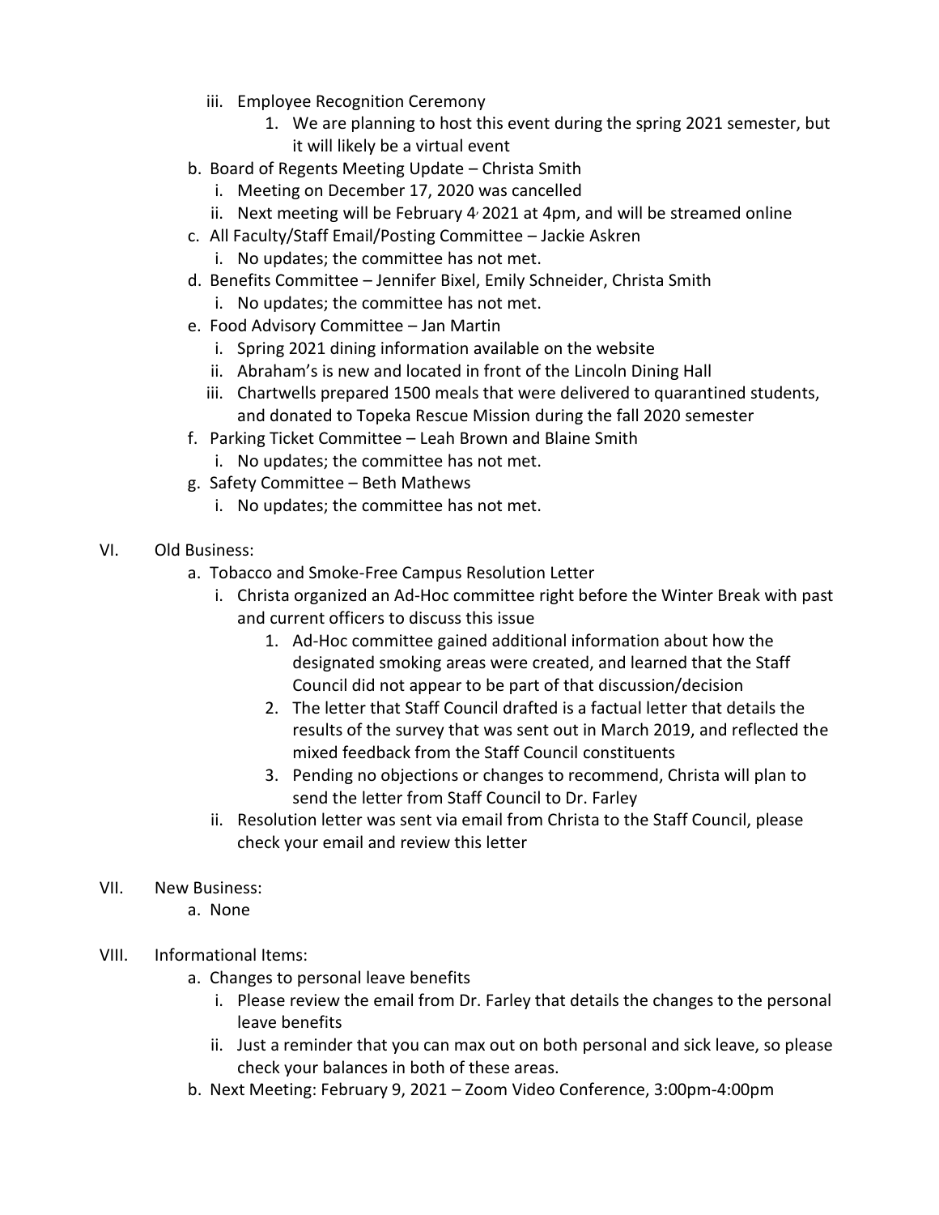- iii. Employee Recognition Ceremony
     1. We are planning to host this event during the spring 2021 semester, but it will likely be a virtual event
 - b. Board of Regents Meeting Update – Christa Smith
   - i. Meeting on December 17, 2020 was cancelled
   - ii. Next meeting will be February 4, 2021 at 4pm, and will be streamed online
 - c. All Faculty/Staff Email/Posting Committee – Jackie Askren
   - i. No updates; the committee has not met.
 - d. Benefits Committee – Jennifer Bixel, Emily Schneider, Christa Smith
   - i. No updates; the committee has not met.
 - e. Food Advisory Committee – Jan Martin
   - i. Spring 2021 dining information available on the website
   - ii. Abraham's is new and located in front of the Lincoln Dining Hall
   - iii. Chartwells prepared 1500 meals that were delivered to quarantined students, and donated to Topeka Rescue Mission during the fall 2020 semester
 - f. Parking Ticket Committee – Leah Brown and Blaine Smith
   - i. No updates; the committee has not met.
 - g. Safety Committee – Beth Mathews
   - i. No updates; the committee has not met.

VI. Old Business:
 - a. Tobacco and Smoke-Free Campus Resolution Letter
   - i. Christa organized an Ad-Hoc committee right before the Winter Break with past and current officers to discuss this issue
     1. Ad-Hoc committee gained additional information about how the designated smoking areas were created, and learned that the Staff Council did not appear to be part of that discussion/decision
     2. The letter that Staff Council drafted is a factual letter that details the results of the survey that was sent out in March 2019, and reflected the mixed feedback from the Staff Council constituents
     3. Pending no objections or changes to recommend, Christa will plan to send the letter from Staff Council to Dr. Farley
   - ii. Resolution letter was sent via email from Christa to the Staff Council, please check your email and review this letter

VII. New Business:
 - a. None

VIII. Informational Items:
 - a. Changes to personal leave benefits
   - i. Please review the email from Dr. Farley that details the changes to the personal leave benefits
   - ii. Just a reminder that you can max out on both personal and sick leave, so please check your balances in both of these areas.
 - b. Next Meeting: February 9, 2021 – Zoom Video Conference, 3:00pm-4:00pm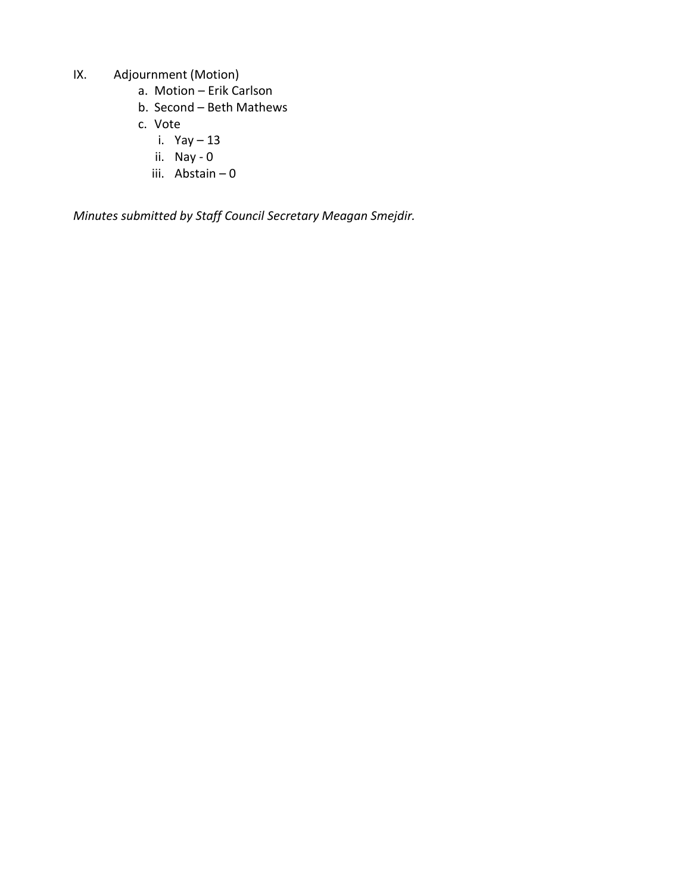IX. Adjournment (Motion)

a. Motion – Erik Carlson
b. Second – Beth Mathews
c. Vote
   i. Yay – 13
   ii. Nay - 0
   iii. Abstain – 0

*Minutes submitted by Staff Council Secretary Meagan Smejdir.*